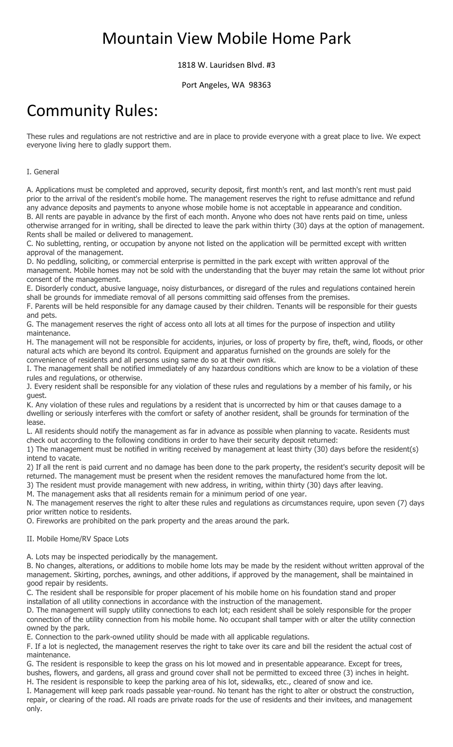# Mountain View Mobile Home Park

1818 W. Lauridsen Blvd. #3

Port Angeles, WA 98363

# Community Rules:

These rules and regulations are not restrictive and are in place to provide everyone with a great place to live. We expect everyone living here to gladly support them.

I. General

A. Applications must be completed and approved, security deposit, first month's rent, and last month's rent must paid prior to the arrival of the resident's mobile home. The management reserves the right to refuse admittance and refund any advance deposits and payments to anyone whose mobile home is not acceptable in appearance and condition.
B. All rents are payable in advance by the first of each month. Anyone who does not have rents paid on time, unless otherwise arranged for in writing, shall be directed to leave the park within thirty (30) days at the option of management. Rents shall be mailed or delivered to management.
C. No subletting, renting, or occupation by anyone not listed on the application will be permitted except with written approval of the management.
D. No peddling, soliciting, or commercial enterprise is permitted in the park except with written approval of the management. Mobile homes may not be sold with the understanding that the buyer may retain the same lot without prior consent of the management.
E. Disorderly conduct, abusive language, noisy disturbances, or disregard of the rules and regulations contained herein shall be grounds for immediate removal of all persons committing said offenses from the premises.
F. Parents will be held responsible for any damage caused by their children. Tenants will be responsible for their guests and pets.
G. The management reserves the right of access onto all lots at all times for the purpose of inspection and utility maintenance.
H. The management will not be responsible for accidents, injuries, or loss of property by fire, theft, wind, floods, or other natural acts which are beyond its control. Equipment and apparatus furnished on the grounds are solely for the convenience of residents and all persons using same do so at their own risk.
I. The management shall be notified immediately of any hazardous conditions which are know to be a violation of these rules and regulations, or otherwise.
J. Every resident shall be responsible for any violation of these rules and regulations by a member of his family, or his guest.
K. Any violation of these rules and regulations by a resident that is uncorrected by him or that causes damage to a dwelling or seriously interferes with the comfort or safety of another resident, shall be grounds for termination of the lease.
L. All residents should notify the management as far in advance as possible when planning to vacate. Residents must check out according to the following conditions in order to have their security deposit returned:
1) The management must be notified in writing received by management at least thirty (30) days before the resident(s) intend to vacate.
2) If all the rent is paid current and no damage has been done to the park property, the resident's security deposit will be returned. The management must be present when the resident removes the manufactured home from the lot.
3) The resident must provide management with new address, in writing, within thirty (30) days after leaving.
M. The management asks that all residents remain for a minimum period of one year.
N. The management reserves the right to alter these rules and regulations as circumstances require, upon seven (7) days prior written notice to residents.
O. Fireworks are prohibited on the park property and the areas around the park.

II. Mobile Home/RV Space Lots

A. Lots may be inspected periodically by the management.
B. No changes, alterations, or additions to mobile home lots may be made by the resident without written approval of the management. Skirting, porches, awnings, and other additions, if approved by the management, shall be maintained in good repair by residents.
C. The resident shall be responsible for proper placement of his mobile home on his foundation stand and proper installation of all utility connections in accordance with the instruction of the management.
D. The management will supply utility connections to each lot; each resident shall be solely responsible for the proper connection of the utility connection from his mobile home. No occupant shall tamper with or alter the utility connection owned by the park.
E. Connection to the park-owned utility should be made with all applicable regulations.
F. If a lot is neglected, the management reserves the right to take over its care and bill the resident the actual cost of maintenance.
G. The resident is responsible to keep the grass on his lot mowed and in presentable appearance. Except for trees, bushes, flowers, and gardens, all grass and ground cover shall not be permitted to exceed three (3) inches in height.
H. The resident is responsible to keep the parking area of his lot, sidewalks, etc., cleared of snow and ice.
I. Management will keep park roads passable year-round. No tenant has the right to alter or obstruct the construction, repair, or clearing of the road. All roads are private roads for the use of residents and their invitees, and management only.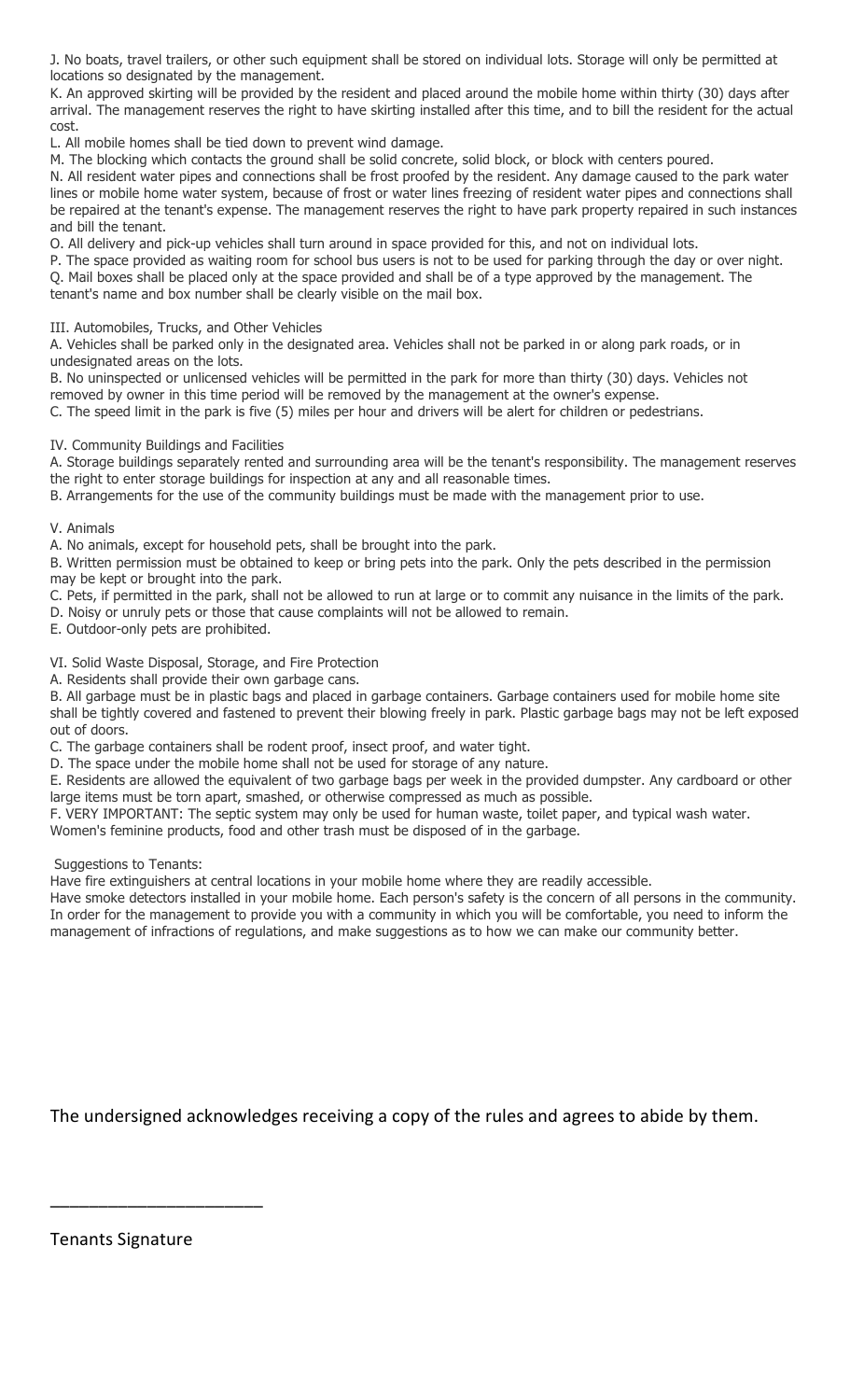J. No boats, travel trailers, or other such equipment shall be stored on individual lots. Storage will only be permitted at locations so designated by the management.

K. An approved skirting will be provided by the resident and placed around the mobile home within thirty (30) days after arrival. The management reserves the right to have skirting installed after this time, and to bill the resident for the actual cost.

L. All mobile homes shall be tied down to prevent wind damage.

M. The blocking which contacts the ground shall be solid concrete, solid block, or block with centers poured.

N. All resident water pipes and connections shall be frost proofed by the resident. Any damage caused to the park water lines or mobile home water system, because of frost or water lines freezing of resident water pipes and connections shall be repaired at the tenant's expense. The management reserves the right to have park property repaired in such instances and bill the tenant.

O. All delivery and pick-up vehicles shall turn around in space provided for this, and not on individual lots.

P. The space provided as waiting room for school bus users is not to be used for parking through the day or over night.

Q. Mail boxes shall be placed only at the space provided and shall be of a type approved by the management. The tenant's name and box number shall be clearly visible on the mail box.

III. Automobiles, Trucks, and Other Vehicles

A. Vehicles shall be parked only in the designated area. Vehicles shall not be parked in or along park roads, or in undesignated areas on the lots.

B. No uninspected or unlicensed vehicles will be permitted in the park for more than thirty (30) days. Vehicles not removed by owner in this time period will be removed by the management at the owner's expense.

C. The speed limit in the park is five (5) miles per hour and drivers will be alert for children or pedestrians.

IV. Community Buildings and Facilities

A. Storage buildings separately rented and surrounding area will be the tenant's responsibility. The management reserves the right to enter storage buildings for inspection at any and all reasonable times.

B. Arrangements for the use of the community buildings must be made with the management prior to use.

V. Animals

A. No animals, except for household pets, shall be brought into the park.

B. Written permission must be obtained to keep or bring pets into the park. Only the pets described in the permission may be kept or brought into the park.

C. Pets, if permitted in the park, shall not be allowed to run at large or to commit any nuisance in the limits of the park.

D. Noisy or unruly pets or those that cause complaints will not be allowed to remain.

E. Outdoor-only pets are prohibited.

VI. Solid Waste Disposal, Storage, and Fire Protection

A. Residents shall provide their own garbage cans.

B. All garbage must be in plastic bags and placed in garbage containers. Garbage containers used for mobile home site shall be tightly covered and fastened to prevent their blowing freely in park. Plastic garbage bags may not be left exposed out of doors.

C. The garbage containers shall be rodent proof, insect proof, and water tight.

D. The space under the mobile home shall not be used for storage of any nature.

E. Residents are allowed the equivalent of two garbage bags per week in the provided dumpster. Any cardboard or other large items must be torn apart, smashed, or otherwise compressed as much as possible.

F. VERY IMPORTANT: The septic system may only be used for human waste, toilet paper, and typical wash water. Women's feminine products, food and other trash must be disposed of in the garbage.

Suggestions to Tenants:

Have fire extinguishers at central locations in your mobile home where they are readily accessible.

Have smoke detectors installed in your mobile home. Each person's safety is the concern of all persons in the community. In order for the management to provide you with a community in which you will be comfortable, you need to inform the management of infractions of regulations, and make suggestions as to how we can make our community better.

The undersigned acknowledges receiving a copy of the rules and agrees to abide by them.

\_\_\_\_\_\_\_\_\_\_\_\_\_\_\_\_\_\_\_\_\_\_\_\_

Tenants Signature